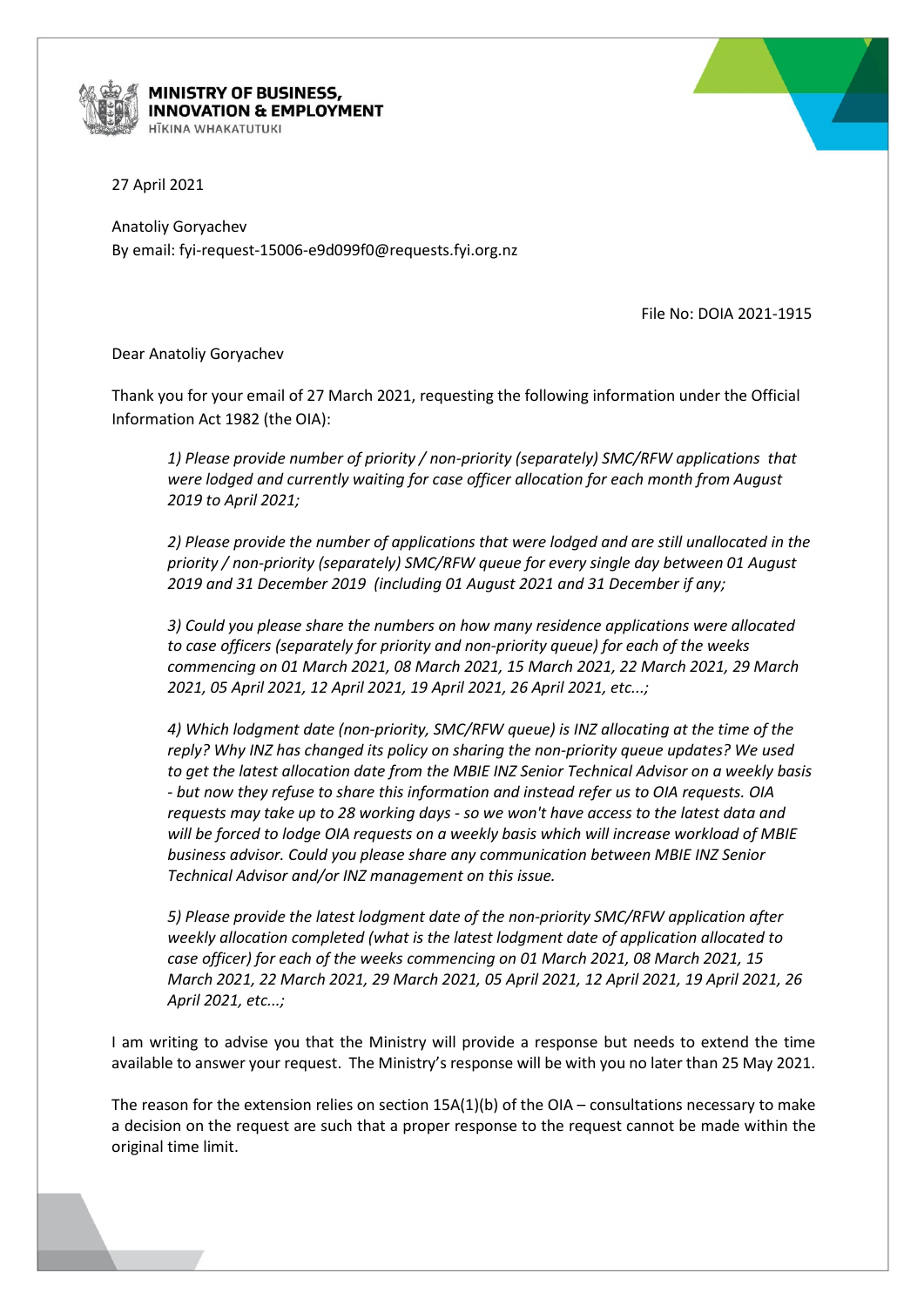**MINISTRY OF BUSINESS, INNOVATION & EMPLOYMENT**
HĪKINA WHAKATUTUKI

27 April 2021

Anatoliy Goryachev
By email: fyi-request-15006-e9d099f0@requests.fyi.org.nz

File No: DOIA 2021-1915

Dear Anatoliy Goryachev

Thank you for your email of 27 March 2021, requesting the following information under the Official Information Act 1982 (the OIA):

> *1) Please provide number of priority / non-priority (separately) SMC/RFW applications that were lodged and currently waiting for case officer allocation for each month from August 2019 to April 2021;*
>
> *2) Please provide the number of applications that were lodged and are still unallocated in the priority / non-priority (separately) SMC/RFW queue for every single day between 01 August 2019 and 31 December 2019 (including 01 August 2021 and 31 December if any;*
>
> *3) Could you please share the numbers on how many residence applications were allocated to case officers (separately for priority and non-priority queue) for each of the weeks commencing on 01 March 2021, 08 March 2021, 15 March 2021, 22 March 2021, 29 March 2021, 05 April 2021, 12 April 2021, 19 April 2021, 26 April 2021, etc...;*
>
> *4) Which lodgment date (non-priority, SMC/RFW queue) is INZ allocating at the time of the reply? Why INZ has changed its policy on sharing the non-priority queue updates? We used to get the latest allocation date from the MBIE INZ Senior Technical Advisor on a weekly basis - but now they refuse to share this information and instead refer us to OIA requests. OIA requests may take up to 28 working days - so we won't have access to the latest data and will be forced to lodge OIA requests on a weekly basis which will increase workload of MBIE business advisor. Could you please share any communication between MBIE INZ Senior Technical Advisor and/or INZ management on this issue.*
>
> *5) Please provide the latest lodgment date of the non-priority SMC/RFW application after weekly allocation completed (what is the latest lodgment date of application allocated to case officer) for each of the weeks commencing on 01 March 2021, 08 March 2021, 15 March 2021, 22 March 2021, 29 March 2021, 05 April 2021, 12 April 2021, 19 April 2021, 26 April 2021, etc...;*

I am writing to advise you that the Ministry will provide a response but needs to extend the time available to answer your request. The Ministry's response will be with you no later than 25 May 2021.

The reason for the extension relies on section 15A(1)(b) of the OIA – consultations necessary to make a decision on the request are such that a proper response to the request cannot be made within the original time limit.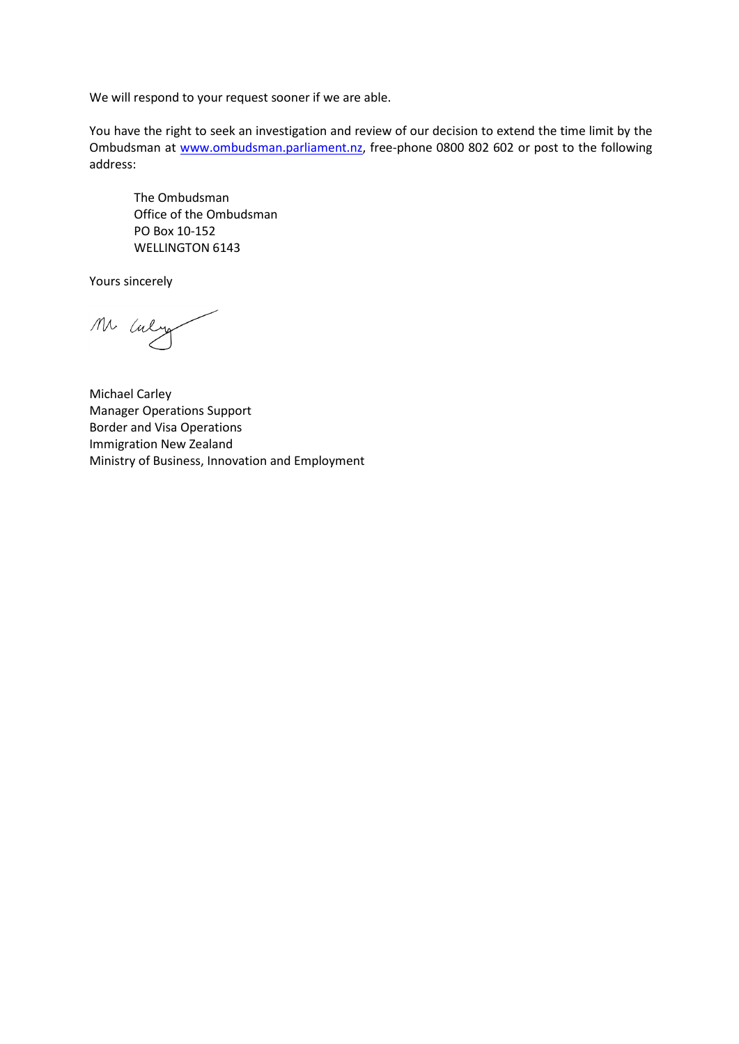We will respond to your request sooner if we are able.

You have the right to seek an investigation and review of our decision to extend the time limit by the Ombudsman at www.ombudsman.parliament.nz, free-phone 0800 802 602 or post to the following address:

The Ombudsman
Office of the Ombudsman
PO Box 10-152
WELLINGTON 6143

Yours sincerely

Michael Carley
Manager Operations Support
Border and Visa Operations
Immigration New Zealand
Ministry of Business, Innovation and Employment